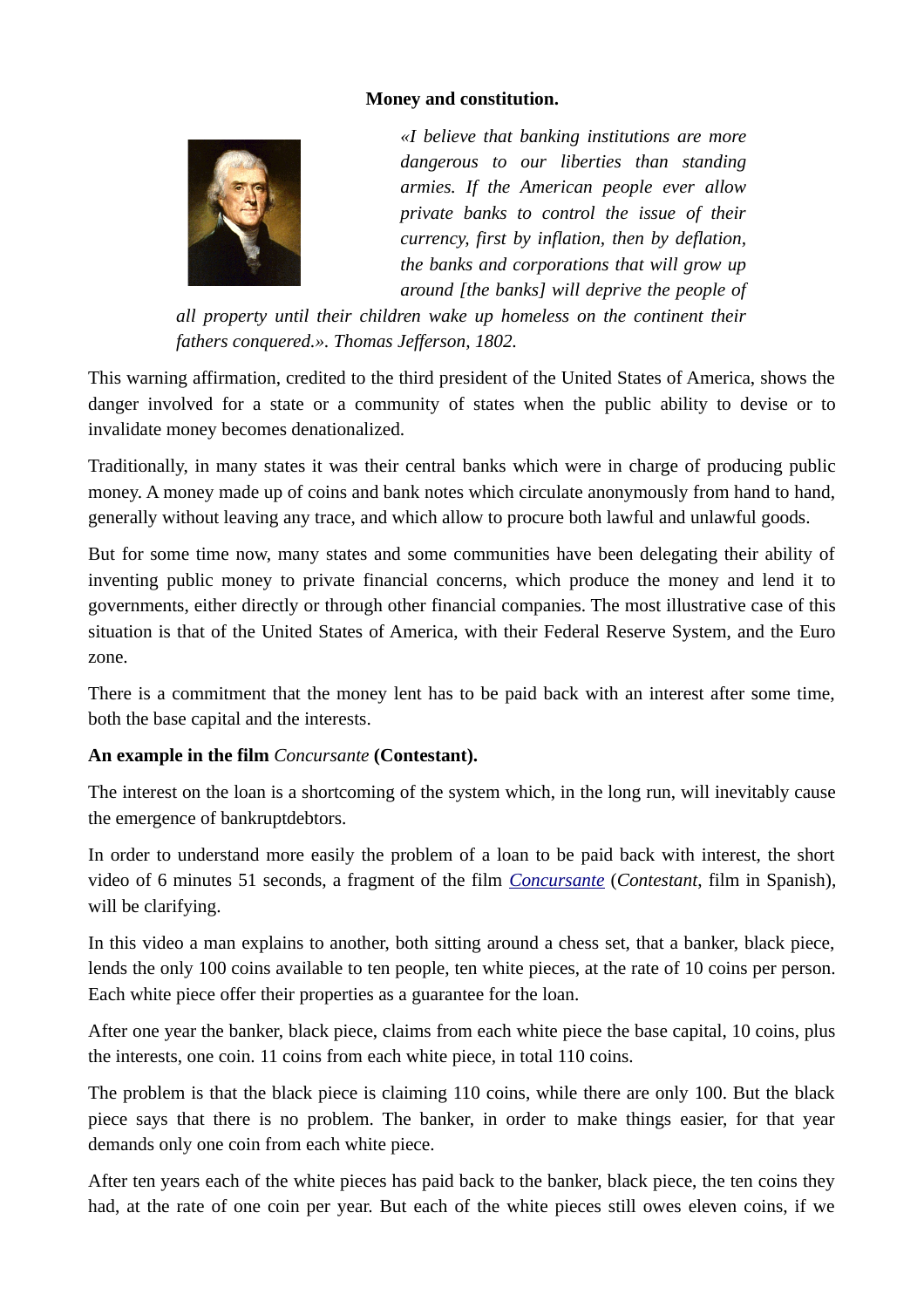**Money and constitution.**

*«I believe that banking institutions are more dangerous to our liberties than standing armies. If the American people ever allow private banks to control the issue of their currency, first by inflation, then by deflation, the banks and corporations that will grow up around [the banks] will deprive the people of all property until their children wake up homeless on the continent their fathers conquered.». Thomas Jefferson, 1802.*

This warning affirmation, credited to the third president of the United States of America, shows the danger involved for a state or a community of states when the public ability to devise or to invalidate money becomes denationalized.

Traditionally, in many states it was their central banks which were in charge of producing public money. A money made up of coins and bank notes which circulate anonymously from hand to hand, generally without leaving any trace, and which allow to procure both lawful and unlawful goods.

But for some time now, many states and some communities have been delegating their ability of inventing public money to private financial concerns, which produce the money and lend it to governments, either directly or through other financial companies. The most illustrative case of this situation is that of the United States of America, with their Federal Reserve System, and the Euro zone.

There is a commitment that the money lent has to be paid back with an interest after some time, both the base capital and the interests.

**An example in the film *Concursante* (Contestant).**

The interest on the loan is a shortcoming of the system which, in the long run, will inevitably cause the emergence of bankruptdebtors.

In order to understand more easily the problem of a loan to be paid back with interest, the short video of 6 minutes 51 seconds, a fragment of the film *Concursante* (*Contestant*, film in Spanish), will be clarifying.

In this video a man explains to another, both sitting around a chess set, that a banker, black piece, lends the only 100 coins available to ten people, ten white pieces, at the rate of 10 coins per person. Each white piece offer their properties as a guarantee for the loan.

After one year the banker, black piece, claims from each white piece the base capital, 10 coins, plus the interests, one coin. 11 coins from each white piece, in total 110 coins.

The problem is that the black piece is claiming 110 coins, while there are only 100. But the black piece says that there is no problem. The banker, in order to make things easier, for that year demands only one coin from each white piece.

After ten years each of the white pieces has paid back to the banker, black piece, the ten coins they had, at the rate of one coin per year. But each of the white pieces still owes eleven coins, if we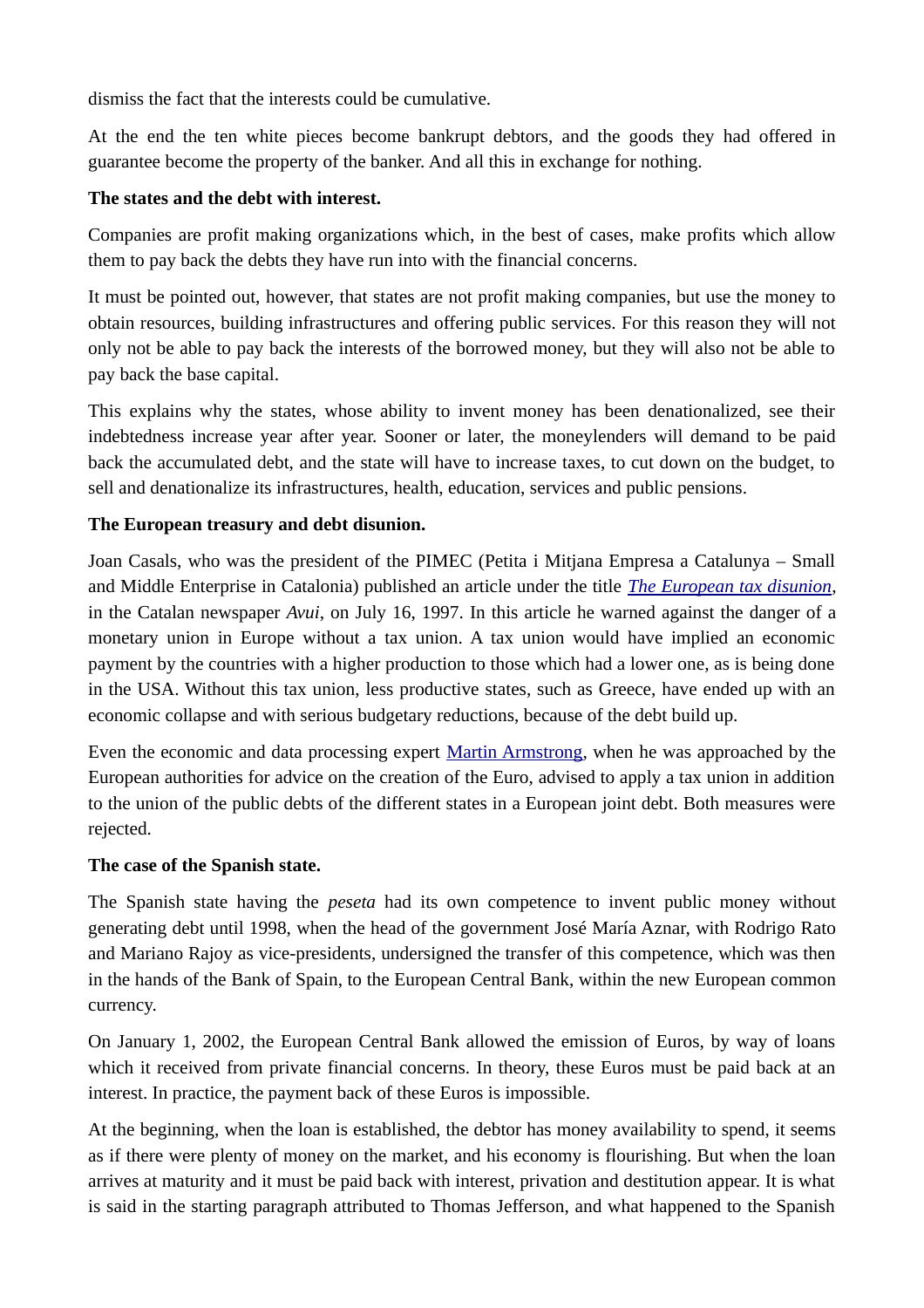dismiss the fact that the interests could be cumulative.

At the end the ten white pieces become bankrupt debtors, and the goods they had offered in guarantee become the property of the banker. And all this in exchange for nothing.

**The states and the debt with interest.**

Companies are profit making organizations which, in the best of cases, make profits which allow them to pay back the debts they have run into with the financial concerns.

It must be pointed out, however, that states are not profit making companies, but use the money to obtain resources, building infrastructures and offering public services. For this reason they will not only not be able to pay back the interests of the borrowed money, but they will also not be able to pay back the base capital.

This explains why the states, whose ability to invent money has been denationalized, see their indebtedness increase year after year. Sooner or later, the moneylenders will demand to be paid back the accumulated debt, and the state will have to increase taxes, to cut down on the budget, to sell and denationalize its infrastructures, health, education, services and public pensions.

**The European treasury and debt disunion.**

Joan Casals, who was the president of the PIMEC (Petita i Mitjana Empresa a Catalunya – Small and Middle Enterprise in Catalonia) published an article under the title *The European tax disunion*, in the Catalan newspaper *Avui*, on July 16, 1997. In this article he warned against the danger of a monetary union in Europe without a tax union. A tax union would have implied an economic payment by the countries with a higher production to those which had a lower one, as is being done in the USA. Without this tax union, less productive states, such as Greece, have ended up with an economic collapse and with serious budgetary reductions, because of the debt build up.

Even the economic and data processing expert Martin Armstrong, when he was approached by the European authorities for advice on the creation of the Euro, advised to apply a tax union in addition to the union of the public debts of the different states in a European joint debt. Both measures were rejected.

**The case of the Spanish state.**

The Spanish state having the *peseta* had its own competence to invent public money without generating debt until 1998, when the head of the government José María Aznar, with Rodrigo Rato and Mariano Rajoy as vice-presidents, undersigned the transfer of this competence, which was then in the hands of the Bank of Spain, to the European Central Bank, within the new European common currency.

On January 1, 2002, the European Central Bank allowed the emission of Euros, by way of loans which it received from private financial concerns. In theory, these Euros must be paid back at an interest. In practice, the payment back of these Euros is impossible.

At the beginning, when the loan is established, the debtor has money availability to spend, it seems as if there were plenty of money on the market, and his economy is flourishing. But when the loan arrives at maturity and it must be paid back with interest, privation and destitution appear. It is what is said in the starting paragraph attributed to Thomas Jefferson, and what happened to the Spanish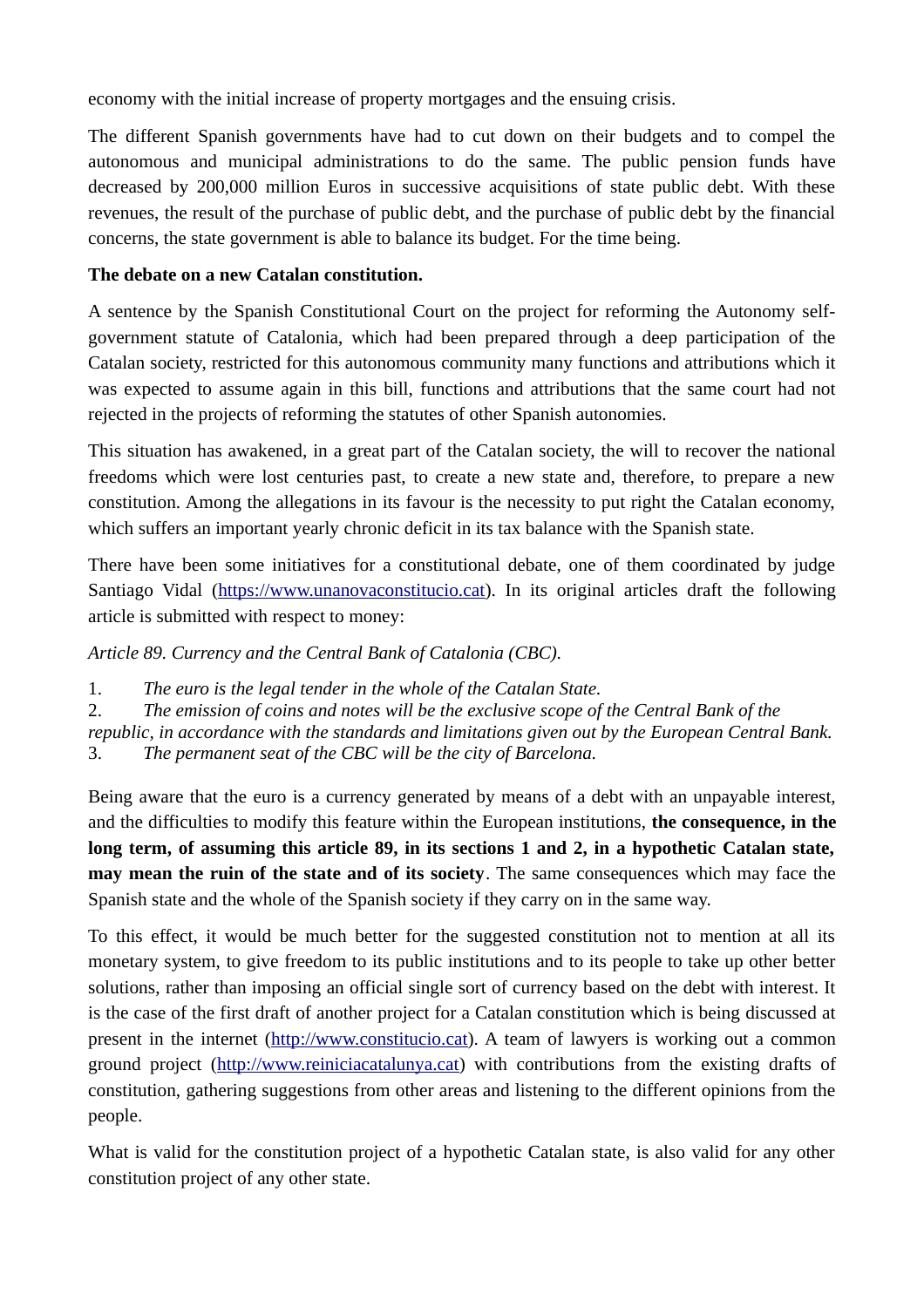economy with the initial increase of property mortgages and the ensuing crisis.

The different Spanish governments have had to cut down on their budgets and to compel the autonomous and municipal administrations to do the same. The public pension funds have decreased by 200,000 million Euros in successive acquisitions of state public debt. With these revenues, the result of the purchase of public debt, and the purchase of public debt by the financial concerns, the state government is able to balance its budget. For the time being.

**The debate on a new Catalan constitution.**

A sentence by the Spanish Constitutional Court on the project for reforming the Autonomy self-government statute of Catalonia, which had been prepared through a deep participation of the Catalan society, restricted for this autonomous community many functions and attributions which it was expected to assume again in this bill, functions and attributions that the same court had not rejected in the projects of reforming the statutes of other Spanish autonomies.

This situation has awakened, in a great part of the Catalan society, the will to recover the national freedoms which were lost centuries past, to create a new state and, therefore, to prepare a new constitution. Among the allegations in its favour is the necessity to put right the Catalan economy, which suffers an important yearly chronic deficit in its tax balance with the Spanish state.

There have been some initiatives for a constitutional debate, one of them coordinated by judge Santiago Vidal (https://www.unanovaconstitucio.cat). In its original articles draft the following article is submitted with respect to money:

*Article 89. Currency and the Central Bank of Catalonia (CBC).*

1. *The euro is the legal tender in the whole of the Catalan State.*
2. *The emission of coins and notes will be the exclusive scope of the Central Bank of the republic, in accordance with the standards and limitations given out by the European Central Bank.*
3. *The permanent seat of the CBC will be the city of Barcelona.*

Being aware that the euro is a currency generated by means of a debt with an unpayable interest, and the difficulties to modify this feature within the European institutions, **the consequence, in the long term, of assuming this article 89, in its sections 1 and 2, in a hypothetic Catalan state, may mean the ruin of the state and of its society**. The same consequences which may face the Spanish state and the whole of the Spanish society if they carry on in the same way.

To this effect, it would be much better for the suggested constitution not to mention at all its monetary system, to give freedom to its public institutions and to its people to take up other better solutions, rather than imposing an official single sort of currency based on the debt with interest. It is the case of the first draft of another project for a Catalan constitution which is being discussed at present in the internet (http://www.constitucio.cat). A team of lawyers is working out a common ground project (http://www.reiniciacatalunya.cat) with contributions from the existing drafts of constitution, gathering suggestions from other areas and listening to the different opinions from the people.

What is valid for the constitution project of a hypothetic Catalan state, is also valid for any other constitution project of any other state.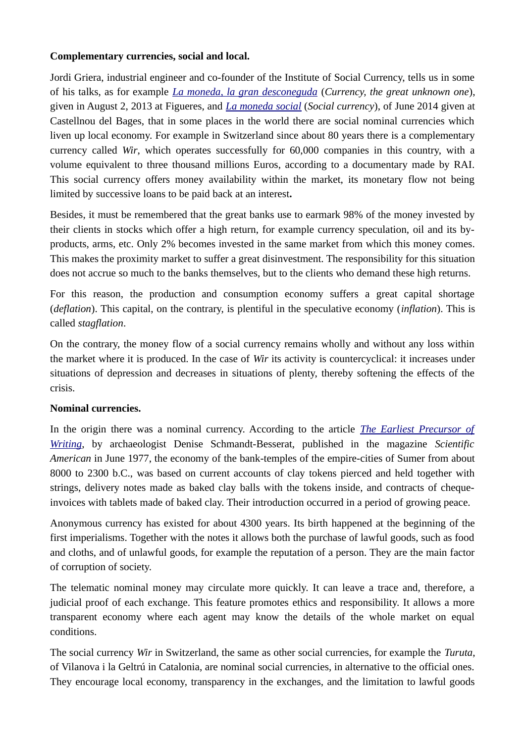**Complementary currencies, social and local.**

Jordi Griera, industrial engineer and co-founder of the Institute of Social Currency, tells us in some of his talks, as for example *La moneda, la gran desconeguda* (*Currency, the great unknown one*), given in August 2, 2013 at Figueres, and *La moneda social* (*Social currency*), of June 2014 given at Castellnou del Bages, that in some places in the world there are social nominal currencies which liven up local economy. For example in Switzerland since about 80 years there is a complementary currency called *Wir*, which operates successfully for 60,000 companies in this country, with a volume equivalent to three thousand millions Euros, according to a documentary made by RAI. This social currency offers money availability within the market, its monetary flow not being limited by successive loans to be paid back at an interest**.**

Besides, it must be remembered that the great banks use to earmark 98% of the money invested by their clients in stocks which offer a high return, for example currency speculation, oil and its by-products, arms, etc. Only 2% becomes invested in the same market from which this money comes. This makes the proximity market to suffer a great disinvestment. The responsibility for this situation does not accrue so much to the banks themselves, but to the clients who demand these high returns.

For this reason, the production and consumption economy suffers a great capital shortage (*deflation*). This capital, on the contrary, is plentiful in the speculative economy (*inflation*). This is called *stagflation*.

On the contrary, the money flow of a social currency remains wholly and without any loss within the market where it is produced. In the case of *Wir* its activity is countercyclical: it increases under situations of depression and decreases in situations of plenty, thereby softening the effects of the crisis.

**Nominal currencies.**

In the origin there was a nominal currency. According to the article *The Earliest Precursor of Writing*, by archaeologist Denise Schmandt-Besserat, published in the magazine *Scientific American* in June 1977, the economy of the bank-temples of the empire-cities of Sumer from about 8000 to 2300 b.C., was based on current accounts of clay tokens pierced and held together with strings, delivery notes made as baked clay balls with the tokens inside, and contracts of cheque-invoices with tablets made of baked clay. Their introduction occurred in a period of growing peace.

Anonymous currency has existed for about 4300 years. Its birth happened at the beginning of the first imperialisms. Together with the notes it allows both the purchase of lawful goods, such as food and cloths, and of unlawful goods, for example the reputation of a person. They are the main factor of corruption of society.

The telematic nominal money may circulate more quickly. It can leave a trace and, therefore, a judicial proof of each exchange. This feature promotes ethics and responsibility. It allows a more transparent economy where each agent may know the details of the whole market on equal conditions.

The social currency *Wir* in Switzerland, the same as other social currencies, for example the *Turuta*, of Vilanova i la Geltrú in Catalonia, are nominal social currencies, in alternative to the official ones. They encourage local economy, transparency in the exchanges, and the limitation to lawful goods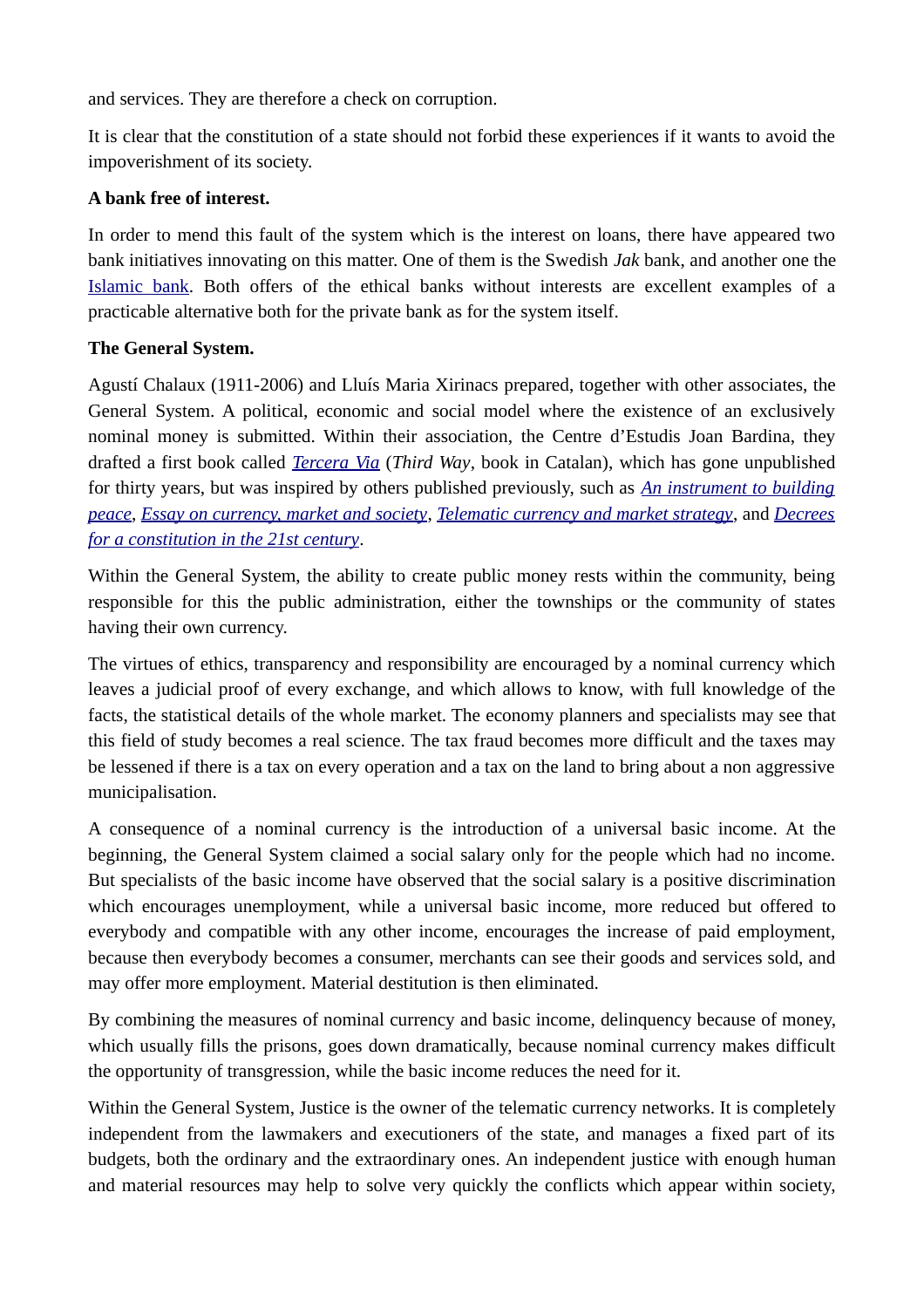and services. They are therefore a check on corruption.

It is clear that the constitution of a state should not forbid these experiences if it wants to avoid the impoverishment of its society.

**A bank free of interest.**

In order to mend this fault of the system which is the interest on loans, there have appeared two bank initiatives innovating on this matter. One of them is the Swedish *Jak* bank, and another one the Islamic bank. Both offers of the ethical banks without interests are excellent examples of a practicable alternative both for the private bank as for the system itself.

**The General System.**

Agustí Chalaux (1911-2006) and Lluís Maria Xirinacs prepared, together with other associates, the General System. A political, economic and social model where the existence of an exclusively nominal money is submitted. Within their association, the Centre d'Estudis Joan Bardina, they drafted a first book called *Tercera Via* (*Third Way*, book in Catalan), which has gone unpublished for thirty years, but was inspired by others published previously, such as *An instrument to building peace*, *Essay on currency, market and society*, *Telematic currency and market strategy*, and *Decrees for a constitution in the 21st century*.

Within the General System, the ability to create public money rests within the community, being responsible for this the public administration, either the townships or the community of states having their own currency.

The virtues of ethics, transparency and responsibility are encouraged by a nominal currency which leaves a judicial proof of every exchange, and which allows to know, with full knowledge of the facts, the statistical details of the whole market. The economy planners and specialists may see that this field of study becomes a real science. The tax fraud becomes more difficult and the taxes may be lessened if there is a tax on every operation and a tax on the land to bring about a non aggressive municipalisation.

A consequence of a nominal currency is the introduction of a universal basic income. At the beginning, the General System claimed a social salary only for the people which had no income. But specialists of the basic income have observed that the social salary is a positive discrimination which encourages unemployment, while a universal basic income, more reduced but offered to everybody and compatible with any other income, encourages the increase of paid employment, because then everybody becomes a consumer, merchants can see their goods and services sold, and may offer more employment. Material destitution is then eliminated.

By combining the measures of nominal currency and basic income, delinquency because of money, which usually fills the prisons, goes down dramatically, because nominal currency makes difficult the opportunity of transgression, while the basic income reduces the need for it.

Within the General System, Justice is the owner of the telematic currency networks. It is completely independent from the lawmakers and executioners of the state, and manages a fixed part of its budgets, both the ordinary and the extraordinary ones. An independent justice with enough human and material resources may help to solve very quickly the conflicts which appear within society,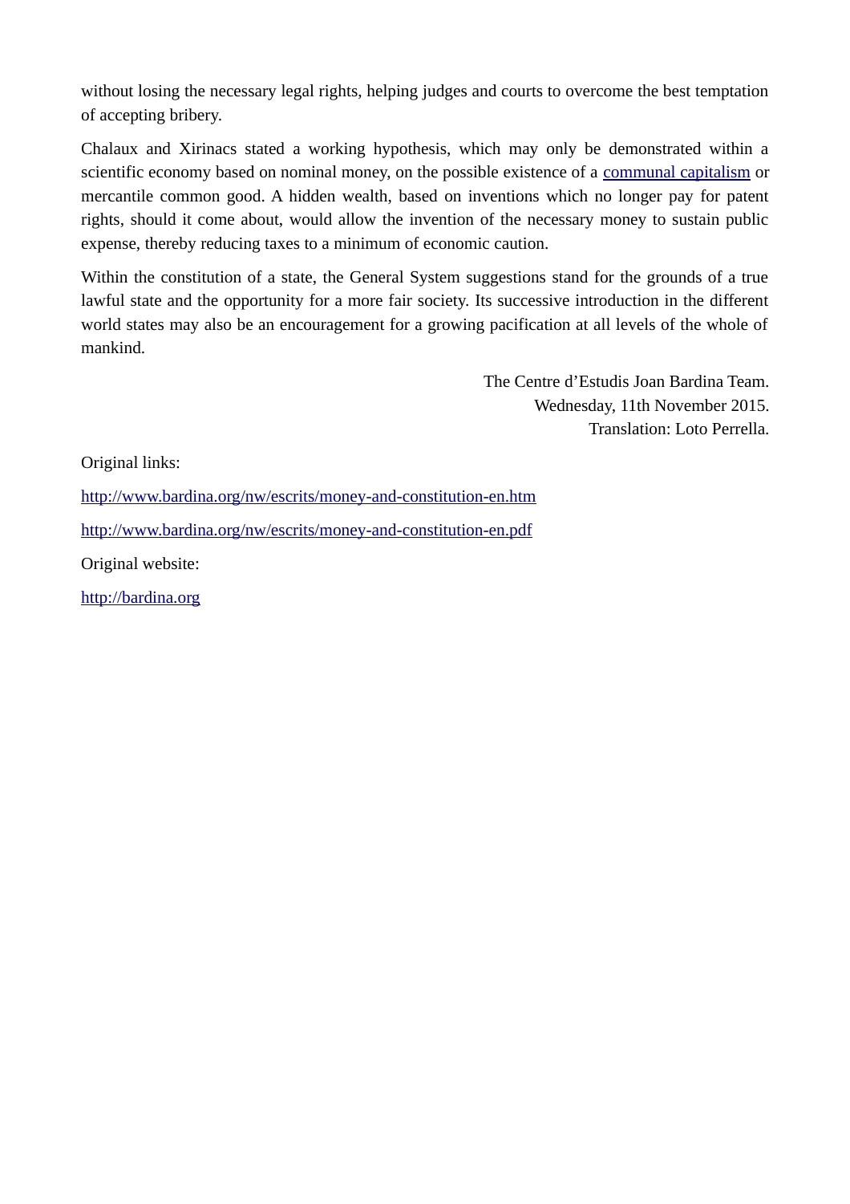without losing the necessary legal rights, helping judges and courts to overcome the best temptation of accepting bribery.

Chalaux and Xirinacs stated a working hypothesis, which may only be demonstrated within a scientific economy based on nominal money, on the possible existence of a communal capitalism or mercantile common good. A hidden wealth, based on inventions which no longer pay for patent rights, should it come about, would allow the invention of the necessary money to sustain public expense, thereby reducing taxes to a minimum of economic caution.

Within the constitution of a state, the General System suggestions stand for the grounds of a true lawful state and the opportunity for a more fair society. Its successive introduction in the different world states may also be an encouragement for a growing pacification at all levels of the whole of mankind.

The Centre d'Estudis Joan Bardina Team.
Wednesday, 11th November 2015.
Translation: Loto Perrella.

Original links:

http://www.bardina.org/nw/escrits/money-and-constitution-en.htm

http://www.bardina.org/nw/escrits/money-and-constitution-en.pdf

Original website:

http://bardina.org